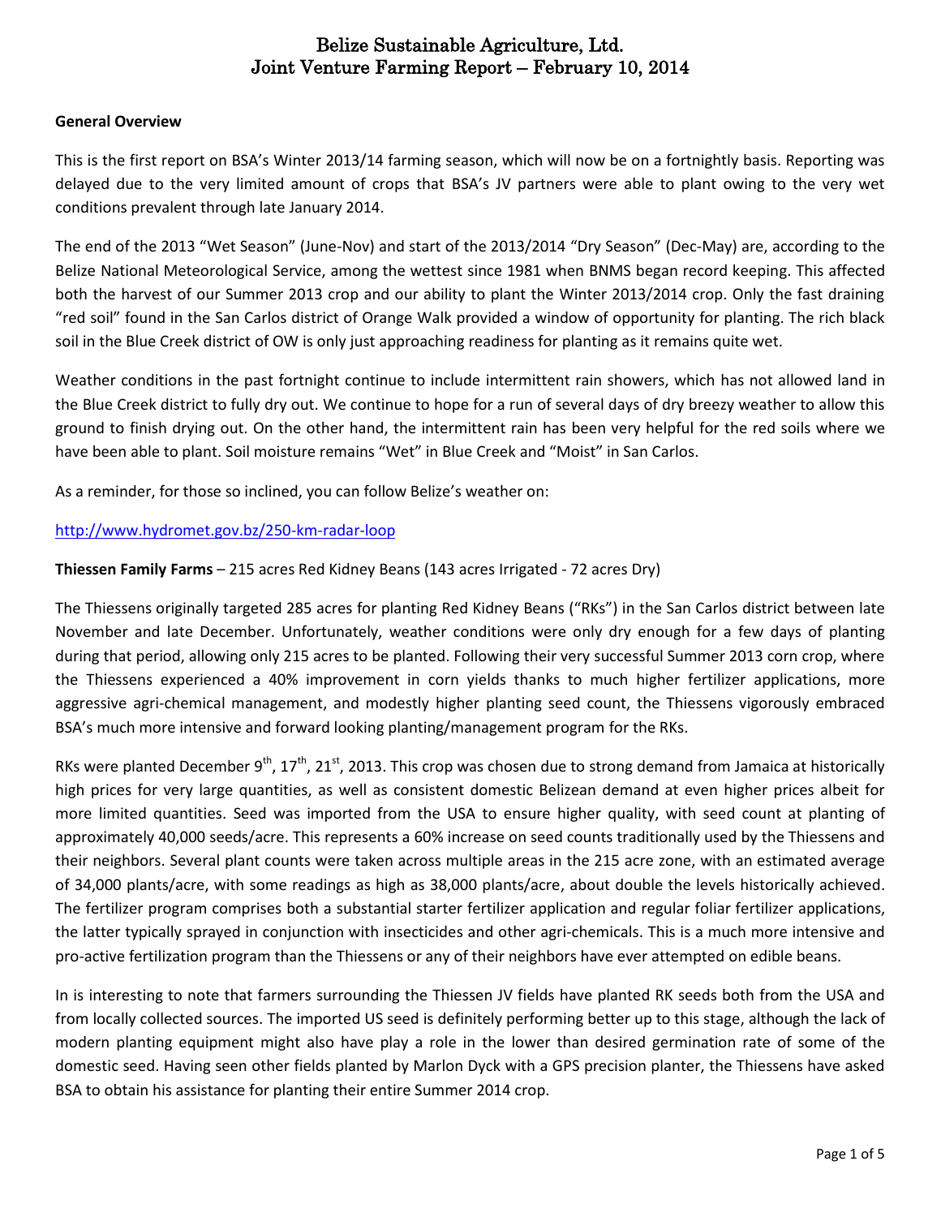# Belize Sustainable Agriculture, Ltd.
# Joint Venture Farming Report – February 10, 2014

**General Overview**

This is the first report on BSA's Winter 2013/14 farming season, which will now be on a fortnightly basis. Reporting was delayed due to the very limited amount of crops that BSA's JV partners were able to plant owing to the very wet conditions prevalent through late January 2014.

The end of the 2013 "Wet Season" (June-Nov) and start of the 2013/2014 "Dry Season" (Dec-May) are, according to the Belize National Meteorological Service, among the wettest since 1981 when BNMS began record keeping. This affected both the harvest of our Summer 2013 crop and our ability to plant the Winter 2013/2014 crop. Only the fast draining "red soil" found in the San Carlos district of Orange Walk provided a window of opportunity for planting. The rich black soil in the Blue Creek district of OW is only just approaching readiness for planting as it remains quite wet.

Weather conditions in the past fortnight continue to include intermittent rain showers, which has not allowed land in the Blue Creek district to fully dry out. We continue to hope for a run of several days of dry breezy weather to allow this ground to finish drying out. On the other hand, the intermittent rain has been very helpful for the red soils where we have been able to plant. Soil moisture remains "Wet" in Blue Creek and "Moist" in San Carlos.

As a reminder, for those so inclined, you can follow Belize's weather on:

http://www.hydromet.gov.bz/250-km-radar-loop

**Thiessen Family Farms** – 215 acres Red Kidney Beans (143 acres Irrigated - 72 acres Dry)

The Thiessens originally targeted 285 acres for planting Red Kidney Beans ("RKs") in the San Carlos district between late November and late December. Unfortunately, weather conditions were only dry enough for a few days of planting during that period, allowing only 215 acres to be planted. Following their very successful Summer 2013 corn crop, where the Thiessens experienced a 40% improvement in corn yields thanks to much higher fertilizer applications, more aggressive agri-chemical management, and modestly higher planting seed count, the Thiessens vigorously embraced BSA's much more intensive and forward looking planting/management program for the RKs.

RKs were planted December 9th, 17th, 21st, 2013. This crop was chosen due to strong demand from Jamaica at historically high prices for very large quantities, as well as consistent domestic Belizean demand at even higher prices albeit for more limited quantities. Seed was imported from the USA to ensure higher quality, with seed count at planting of approximately 40,000 seeds/acre. This represents a 60% increase on seed counts traditionally used by the Thiessens and their neighbors. Several plant counts were taken across multiple areas in the 215 acre zone, with an estimated average of 34,000 plants/acre, with some readings as high as 38,000 plants/acre, about double the levels historically achieved. The fertilizer program comprises both a substantial starter fertilizer application and regular foliar fertilizer applications, the latter typically sprayed in conjunction with insecticides and other agri-chemicals. This is a much more intensive and pro-active fertilization program than the Thiessens or any of their neighbors have ever attempted on edible beans.

In is interesting to note that farmers surrounding the Thiessen JV fields have planted RK seeds both from the USA and from locally collected sources. The imported US seed is definitely performing better up to this stage, although the lack of modern planting equipment might also have play a role in the lower than desired germination rate of some of the domestic seed. Having seen other fields planted by Marlon Dyck with a GPS precision planter, the Thiessens have asked BSA to obtain his assistance for planting their entire Summer 2014 crop.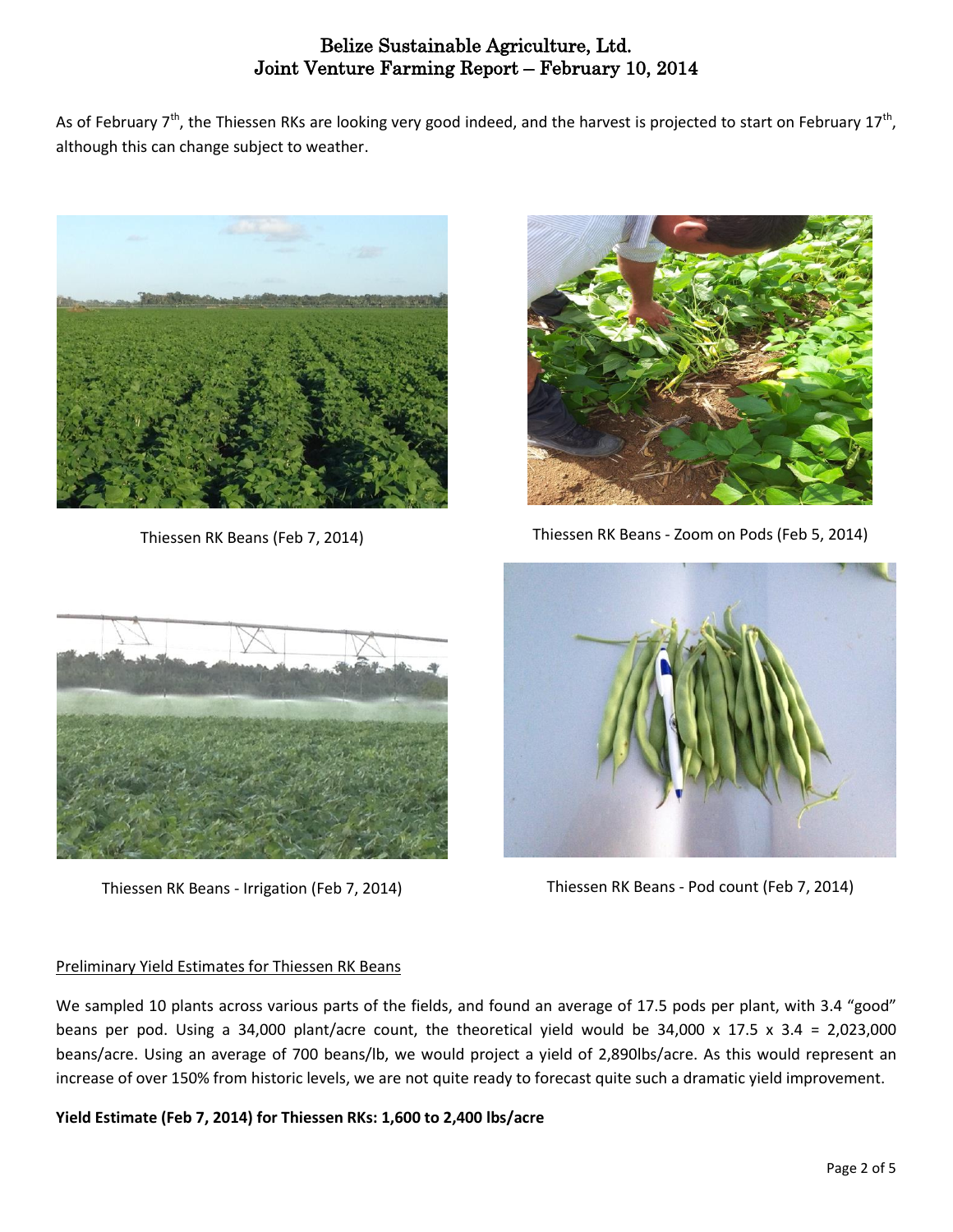# Belize Sustainable Agriculture, Ltd.
# Joint Venture Farming Report – February 10, 2014

As of February 7th, the Thiessen RKs are looking very good indeed, and the harvest is projected to start on February 17th, although this can change subject to weather.

Thiessen RK Beans (Feb 7, 2014)

Thiessen RK Beans - Zoom on Pods (Feb 5, 2014)

Thiessen RK Beans - Irrigation (Feb 7, 2014)

Thiessen RK Beans - Pod count (Feb 7, 2014)

Preliminary Yield Estimates for Thiessen RK Beans

We sampled 10 plants across various parts of the fields, and found an average of 17.5 pods per plant, with 3.4 "good" beans per pod. Using a 34,000 plant/acre count, the theoretical yield would be 34,000 x 17.5 x 3.4 = 2,023,000 beans/acre. Using an average of 700 beans/lb, we would project a yield of 2,890lbs/acre. As this would represent an increase of over 150% from historic levels, we are not quite ready to forecast quite such a dramatic yield improvement.

**Yield Estimate (Feb 7, 2014) for Thiessen RKs: 1,600 to 2,400 lbs/acre**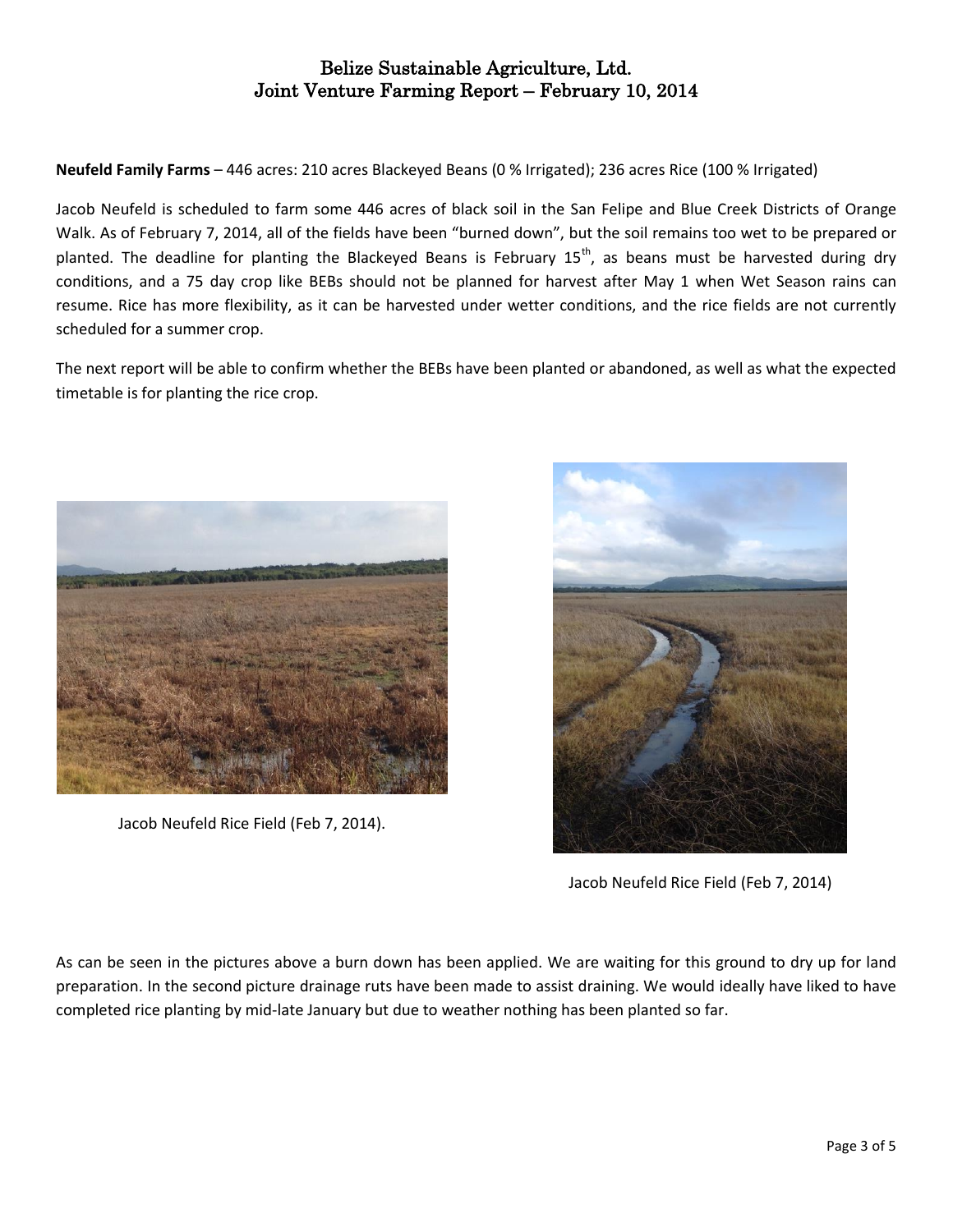# Belize Sustainable Agriculture, Ltd.
# Joint Venture Farming Report – February 10, 2014

**Neufeld Family Farms** – 446 acres: 210 acres Blackeyed Beans (0 % Irrigated); 236 acres Rice (100 % Irrigated)

Jacob Neufeld is scheduled to farm some 446 acres of black soil in the San Felipe and Blue Creek Districts of Orange Walk. As of February 7, 2014, all of the fields have been "burned down", but the soil remains too wet to be prepared or planted. The deadline for planting the Blackeyed Beans is February 15th, as beans must be harvested during dry conditions, and a 75 day crop like BEBs should not be planned for harvest after May 1 when Wet Season rains can resume. Rice has more flexibility, as it can be harvested under wetter conditions, and the rice fields are not currently scheduled for a summer crop.

The next report will be able to confirm whether the BEBs have been planted or abandoned, as well as what the expected timetable is for planting the rice crop.

Jacob Neufeld Rice Field (Feb 7, 2014).

Jacob Neufeld Rice Field (Feb 7, 2014)

As can be seen in the pictures above a burn down has been applied. We are waiting for this ground to dry up for land preparation. In the second picture drainage ruts have been made to assist draining. We would ideally have liked to have completed rice planting by mid-late January but due to weather nothing has been planted so far.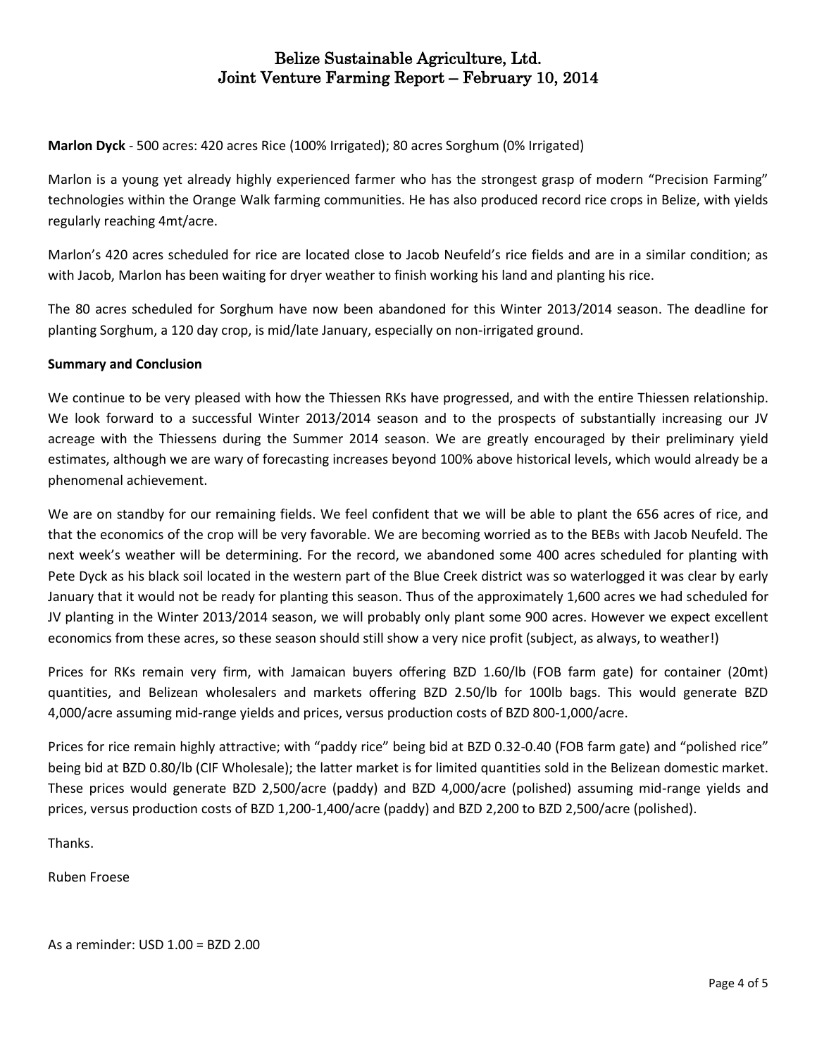**Marlon Dyck** - 500 acres: 420 acres Rice (100% Irrigated); 80 acres Sorghum (0% Irrigated)

Marlon is a young yet already highly experienced farmer who has the strongest grasp of modern "Precision Farming" technologies within the Orange Walk farming communities. He has also produced record rice crops in Belize, with yields regularly reaching 4mt/acre.

Marlon's 420 acres scheduled for rice are located close to Jacob Neufeld's rice fields and are in a similar condition; as with Jacob, Marlon has been waiting for dryer weather to finish working his land and planting his rice.

The 80 acres scheduled for Sorghum have now been abandoned for this Winter 2013/2014 season. The deadline for planting Sorghum, a 120 day crop, is mid/late January, especially on non-irrigated ground.

**Summary and Conclusion**

We continue to be very pleased with how the Thiessen RKs have progressed, and with the entire Thiessen relationship. We look forward to a successful Winter 2013/2014 season and to the prospects of substantially increasing our JV acreage with the Thiessens during the Summer 2014 season. We are greatly encouraged by their preliminary yield estimates, although we are wary of forecasting increases beyond 100% above historical levels, which would already be a phenomenal achievement.

We are on standby for our remaining fields. We feel confident that we will be able to plant the 656 acres of rice, and that the economics of the crop will be very favorable. We are becoming worried as to the BEBs with Jacob Neufeld. The next week's weather will be determining. For the record, we abandoned some 400 acres scheduled for planting with Pete Dyck as his black soil located in the western part of the Blue Creek district was so waterlogged it was clear by early January that it would not be ready for planting this season. Thus of the approximately 1,600 acres we had scheduled for JV planting in the Winter 2013/2014 season, we will probably only plant some 900 acres. However we expect excellent economics from these acres, so these season should still show a very nice profit (subject, as always, to weather!)

Prices for RKs remain very firm, with Jamaican buyers offering BZD 1.60/lb (FOB farm gate) for container (20mt) quantities, and Belizean wholesalers and markets offering BZD 2.50/lb for 100lb bags. This would generate BZD 4,000/acre assuming mid-range yields and prices, versus production costs of BZD 800-1,000/acre.

Prices for rice remain highly attractive; with "paddy rice" being bid at BZD 0.32-0.40 (FOB farm gate) and "polished rice" being bid at BZD 0.80/lb (CIF Wholesale); the latter market is for limited quantities sold in the Belizean domestic market. These prices would generate BZD 2,500/acre (paddy) and BZD 4,000/acre (polished) assuming mid-range yields and prices, versus production costs of BZD 1,200-1,400/acre (paddy) and BZD 2,200 to BZD 2,500/acre (polished).

Thanks.

Ruben Froese

As a reminder: USD 1.00 = BZD 2.00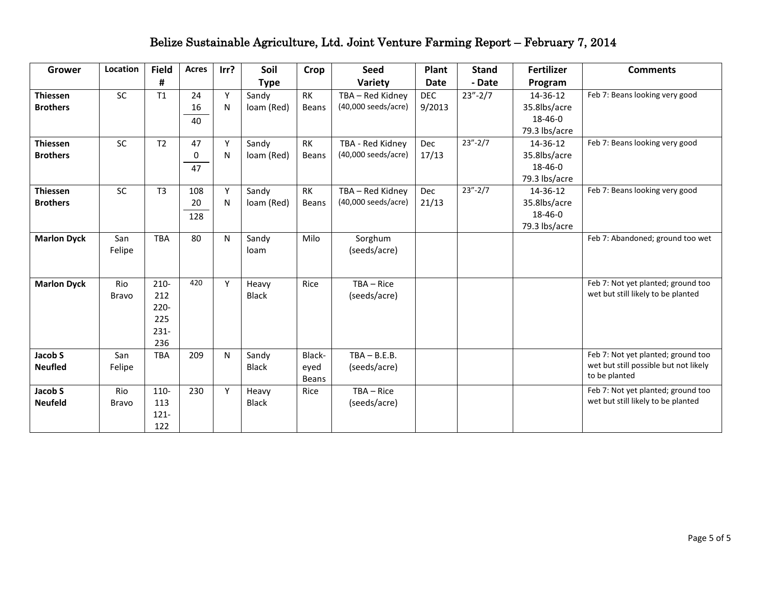# Belize Sustainable Agriculture, Ltd. Joint Venture Farming Report – February 7, 2014

| Grower | Location | Field # | Acres | Irr? | Soil Type | Crop | Seed Variety | Plant Date | Stand - Date | Fertilizer Program | Comments |
|---|---|---|---|---|---|---|---|---|---|---|---|
| **Thiessen Brothers** | SC | T1 | 24<br>16<br>40 | Y<br>N | Sandy loam (Red) | RK Beans | TBA – Red Kidney (40,000 seeds/acre) | DEC 9/2013 | 23"-2/7 | 14-36-12 35.8lbs/acre 18-46-0 79.3 lbs/acre | Feb 7: Beans looking very good |
| **Thiessen Brothers** | SC | T2 | 47<br>0<br>47 | Y<br>N | Sandy loam (Red) | RK Beans | TBA - Red Kidney (40,000 seeds/acre) | Dec 17/13 | 23"-2/7 | 14-36-12 35.8lbs/acre 18-46-0 79.3 lbs/acre | Feb 7: Beans looking very good |
| **Thiessen Brothers** | SC | T3 | 108<br>20<br>128 | Y<br>N | Sandy loam (Red) | RK Beans | TBA – Red Kidney (40,000 seeds/acre) | Dec 21/13 | 23"-2/7 | 14-36-12 35.8lbs/acre 18-46-0 79.3 lbs/acre | Feb 7: Beans looking very good |
| **Marlon Dyck** | San Felipe | TBA | 80 | N | Sandy loam | Milo | Sorghum (seeds/acre) | | | | Feb 7: Abandoned; ground too wet |
| **Marlon Dyck** | Rio Bravo | 210-212 220-225 231-236 | 420 | Y | Heavy Black | Rice | TBA – Rice (seeds/acre) | | | | Feb 7: Not yet planted; ground too wet but still likely to be planted |
| **Jacob S Neufled** | San Felipe | TBA | 209 | N | Sandy Black | Black-eyed Beans | TBA – B.E.B. (seeds/acre) | | | | Feb 7: Not yet planted; ground too wet but still possible but not likely to be planted |
| **Jacob S Neufeld** | Rio Bravo | 110-113 121-122 | 230 | Y | Heavy Black | Rice | TBA – Rice (seeds/acre) | | | | Feb 7: Not yet planted; ground too wet but still likely to be planted |